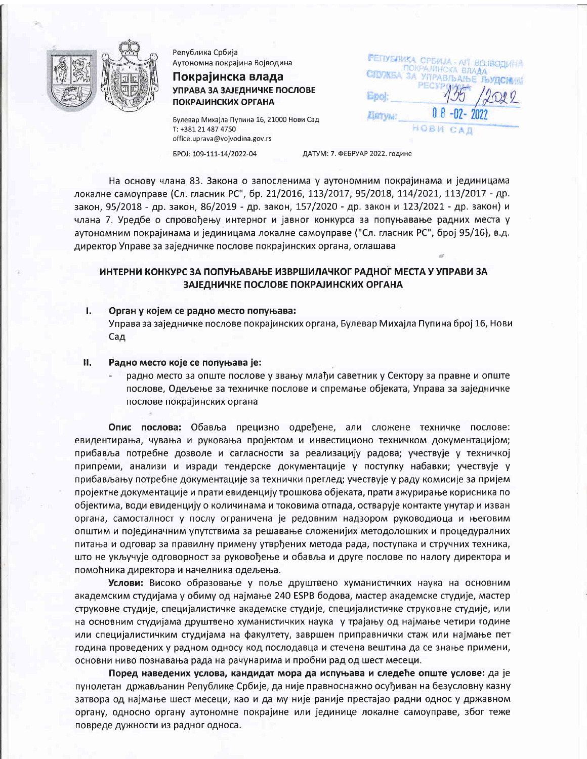Република Србија
Аутономна покрајина Војводина

**Покрајинска влада**
**УПРАВА ЗА ЗАЈЕДНИЧКЕ ПОСЛОВЕ ПОКРАЈИНСКИХ ОРГАНА**

Булевар Михајла Пупина 16, 21000 Нови Сад
Т: +381 21 487 4750
office.uprava@vojvodina.gov.rs

БРОЈ: 109-111-14/2022-04

ДАТУМ: 7. ФЕБРУАР 2022. године

РЕПУБЛИКА СРБИЈА - АП ВОЈВОДИНА
ПОКРАЈИНСКА ВЛАДА
СЛУЖБА ЗА УПРАВЉАЊЕ ЉУДСКИМ РЕСУРСИМА
Број: 135 /2022
Датум: 08-02-2022
НОВИ САД

На основу члана 83. Закона о запосленима у аутономним покрајинама и јединицама локалне самоуправе (Сл. гласник РС", бр. 21/2016, 113/2017, 95/2018, 114/2021, 113/2017 - др. закон, 95/2018 - др. закон, 86/2019 - др. закон, 157/2020 - др. закон и 123/2021 - др. закон) и члана 7. Уредбе о спровођењу интерног и јавног конкурса за попуњавање радних места у аутономним покрајинама и јединицама локалне самоуправе ("Сл. гласник РС", број 95/16), в.д. директор Управе за заједничке послове покрајинских органа, оглашава

## ИНТЕРНИ КОНКУРС ЗА ПОПУЊАВАЊЕ ИЗВРШИЛАЧКОГ РАДНОГ МЕСТА У УПРАВИ ЗА ЗАЈЕДНИЧКЕ ПОСЛОВЕ ПОКРАЈИНСКИХ ОРГАНА

**I. Орган у којем се радно место попуњава:**
Управа за заједничке послове покрајинских органа, Булевар Михајла Пупина број 16, Нови Сад

**II. Радно место које се попуњава је:**

- радно место за опште послове у звању млађи саветник у Сектору за правне и опште послове, Одељење за техничке послове и спремање објеката, Управа за заједничке послове покрајинских органа

**Опис послова:** Обавља прецизно одређене, али сложене техничке послове: евидентирања, чувања и руковања пројектом и инвестиционо техничком документацијом; прибавља потребне дозволе и сагласности за реализацију радова; учествује у техничкој припреми, анализи и изради тендерске документације у поступку набавки; учествује у прибављању потребне документације за технички преглед; учествује у раду комисије за пријем пројектне документације и прати евиденцију трошкова објеката, прати ажурирање корисника по објектима, води евиденцију о количинама и токовима отпада, остварује контакте унутар и изван органа, самосталност у послу ограничена је редовним надзором руководиоца и његовим општим и појединачним упутствима за решавање сложенијих методолошких и процедуралних питања и одговар за правилну примену утврђених метода рада, поступака и стручних техника, што не укључује одговорност за руковођење и обавља и друге послове по налогу директора и помоћника директора и начелника одељења.

**Услови:** Високо образовање у поље друштвено хуманистичких наука на основним академским студијама у обиму од најмање 240 ESPB бодова, мастер академске студије, мастер струковне студије, специјалистичке академске студије, специјалистичке струковне студије, или на основним студијама друштвено хуманистичких наука у трајању од најмање четири године или специјалистичким студијама на факултету, завршен приправнички стаж или најмање пет година проведених у радном односу код послодавца и стечена вештина да се знање примени, основни ниво познавања рада на рачунарима и пробни рад од шест месеци.

**Поред наведених услова, кандидат мора да испуњава и следеће опште услове:** да је пунолетан држављанин Републике Србије, да није правноснажно осуђиван на безусловну казну затвора од најмање шест месеци, као и да му није раније престајао радни однос у државном органу, односно органу аутономне покрајине или јединице локалне самоуправе, због теже повреде дужности из радног односа.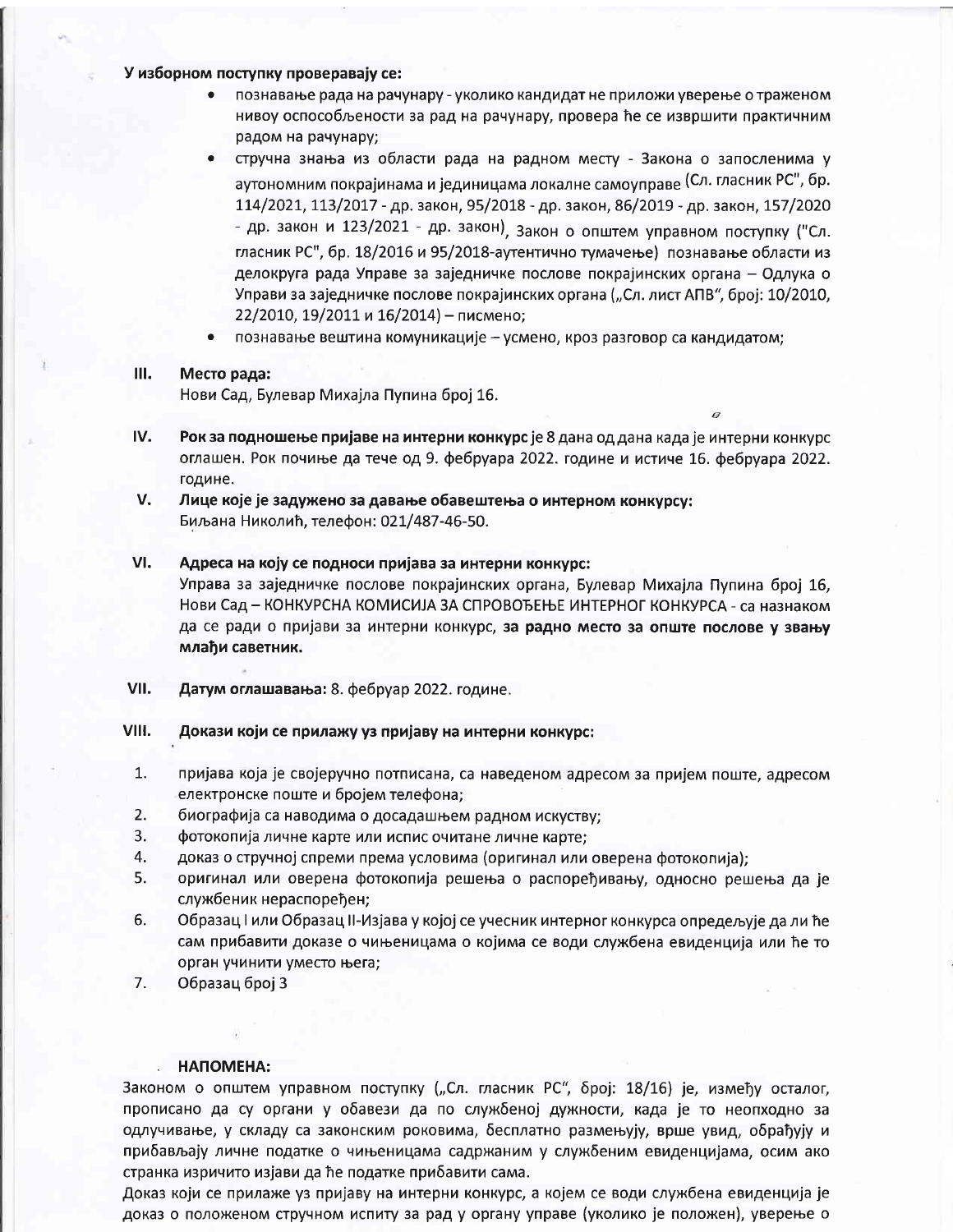**У изборном поступку проверавају се:**

- познавање рада на рачунару - уколико кандидат не приложи уверење о траженом нивоу оспособљености за рад на рачунару, **провера ће се извршити практичним радом на рачунару;**
- стручна знања из области рада на радном месту - Закона о запосленима у аутономним покрајинама и јединицама локалне самоуправе (Сл. гласник РС", бр. 114/2021, 113/2017 - др. закон, 95/2018 - др. закон, 86/2019 - др. закон, 157/2020 - др. закон и 123/2021 - др. закон), Закон о општем управном поступку ("Сл. гласник РС", бр. 18/2016 и 95/2018-аутентично тумачење) познавање области из делокруга рада Управе за заједничке послове покрајинских органа – Одлука о Управи за заједничке послове покрајинских органа („Сл. лист АПВ", број: 10/2010, 22/2010, 19/2011 и 16/2014) – писмено;
- познавање вештина комуникације – усмено, кроз разговор са кандидатом;

**III. Место рада:**

Нови Сад, Булевар Михајла Пупина број 16.

**IV. Рок за подношење пријаве на интерни конкурс** је 8 дана од дана када је интерни конкурс оглашен. Рок почиње да тече од 9. фебруара 2022. године и истиче 16. фебруара 2022. године.

**V. Лице које је задужено за давање обавештења о интерном конкурсу:**

Биљана Николић, телефон: 021/487-46-50.

**VI. Адреса на коју се подноси пријава за интерни конкурс:**

Управа за заједничке послове покрајинских органа, Булевар Михајла Пупина број 16, Нови Сад – КОНКУРСНА КОМИСИЈА ЗА СПРОВОЂЕЊЕ ИНТЕРНОГ КОНКУРСА - са назнаком да се ради о пријави за интерни конкурс, **за радно место за опште послове у звању млађи саветник.**

**VII. Датум оглашавања:** 8. фебруар 2022. године.

**VIII. Докази који се прилажу уз пријаву на интерни конкурс:**

1. пријава која је својеручно потписана, са наведеном адресом за пријем поште, адресом електронске поште и бројем телефона;
2. биографија са наводима о досадашњем радном искуству;
3. фотокопија личне карте или испис очитане личне карте;
4. доказ о стручној спреми према условима (оригинал или оверена фотокопија);
5. оригинал или оверена фотокопија решења о распоређивању, односно решења да је службеник нераспоређен;
6. Образац I или Образац II-Изјава у којој се учесник интерног конкурса опредељује да ли ће сам прибавити доказе о чињеницама о којима се води службена евиденција или ће то орган учинити уместо њега;
7. Образац број 3

**НАПОМЕНА:**

Законом о општем управном поступку („Сл. гласник РС", број: 18/16) је, између осталог, прописано да су органи у обавези да по службеној дужности, када је то неопходно за одлучивање, у складу са законским роковима, бесплатно размењују, врше увид, обрађују и прибављају личне податке о чињеницама садржаним у службеним евиденцијама, осим ако странка изричито изјави да ће податке прибавити сама.

Доказ који се прилаже уз пријаву на интерни конкурс, а којем се води службена евиденција је доказ о положеном стручном испиту за рад у органу управе (уколико је положен), уверење о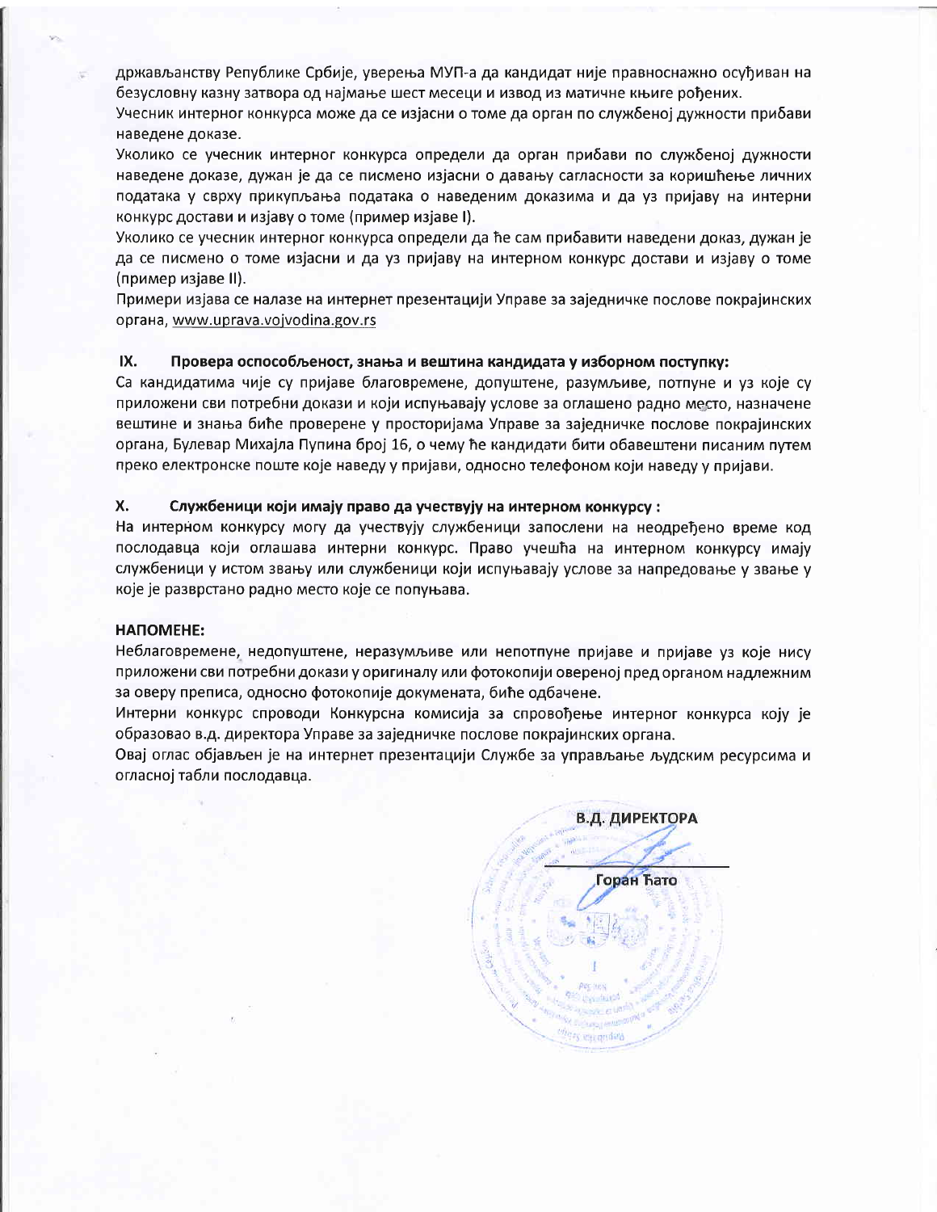држављанству Републике Србије, уверења МУП-а да кандидат није правноснажно осуђиван на безусловну казну затвора од најмање шест месеци и извод из матичне књиге рођених.

Учесник интерног конкурса може да се изјасни о томе да орган по службеној дужности прибави наведене доказе.

Уколико се учесник интерног конкурса определи да орган прибави по службеној дужности наведене доказе, дужан је да се писмено изјасни о давању сагласности за коришћење личних података у сврху прикупљања података о наведеним доказима и да уз пријаву на интерни конкурс достави и изјаву о томе (пример изјаве I).

Уколико се учесник интерног конкурса определи да ће сам прибавити наведени доказ, дужан је да се писмено о томе изјасни и да уз пријаву на интерном конкурс достави и изјаву о томе (пример изјаве II).

Примери изјава се налазе на интернет презентацији Управе за заједничке послове покрајинских органа, www.uprava.vojvodina.gov.rs

## IX. Провера оспособљеност, знања и вештина кандидата у изборном поступку:

Са кандидатима чије су пријаве благовремене, допуштене, разумљиве, потпуне и уз које су приложени сви потребни докази и који испуњавају услове за оглашено радно место, назначене вештине и знања биће проверене у просторијама Управе за заједничке послове покрајинских органа, Булевар Михајла Пупина број 16, о чему ће кандидати бити обавештени писаним путем преко електронске поште које наведу у пријави, односно телефоном који наведу у пријави.

## X. Службеници који имају право да учествују на интерном конкурсу :

На интерном конкурсу могу да учествују службеници запослени на неодређено време код послодавца који оглашава интерни конкурс. Право учешћа на интерном конкурсу имају службеници у истом звању или службеници који испуњавају услове за напредовање у звање у које је разврстано радно место које се попуњава.

**НАПОМЕНЕ:**

Неблаговремене, недопуштене, неразумљиве или непотпуне пријаве и пријаве уз које нису приложени сви потребни докази у оригиналу или фотокопији овереној пред органом надлежним за оверу преписа, односно фотокопије докумената, биће одбачене.

Интерни конкурс спроводи Конкурсна комисија за спровођење интерног конкурса коју је образовао в.д. директора Управе за заједничке послове покрајинских органа.

Овај оглас објављен је на интернет презентацији Службе за управљање људским ресурсима и огласној табли послодавца.

**В.Д. ДИРЕКТОРА**

**Горан Ћато**